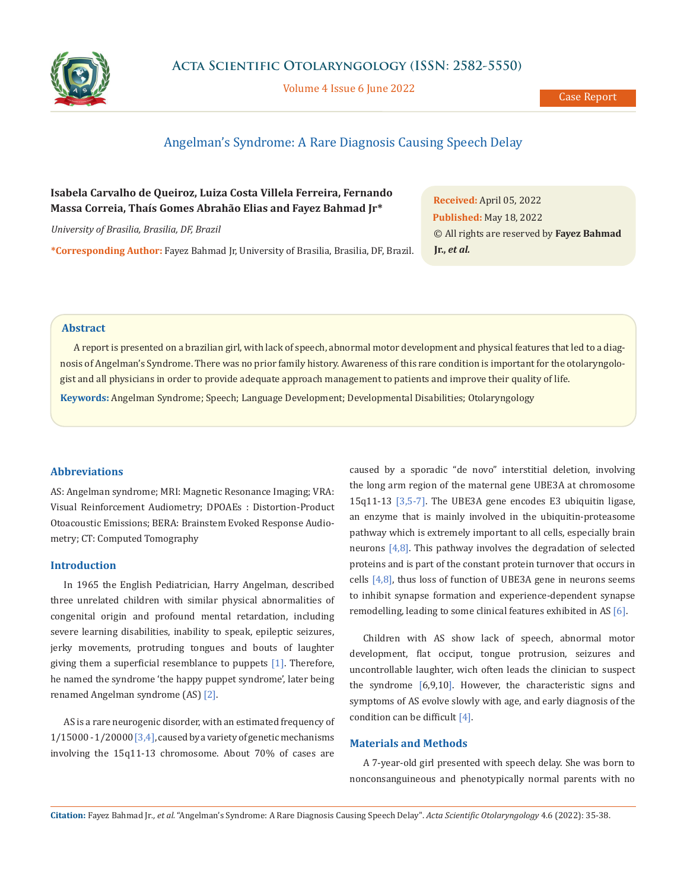# Angelman's Syndrome: A Rare Diagnosis Causing Speech Delay

**Case Report**

**Isabela Carvalho de Queiroz, Luiza Costa Villela Ferreira, Fernando Massa Correia, Thaís Gomes Abrahão Elias and Fayez Bahmad Jr\***

*University of Brasilia, Brasilia, DF, Brazil*

**\*Corresponding Author:** Fayez Bahmad Jr, University of Brasilia, Brasilia, DF, Brazil.

**Received:** April 05, 2022
**Published:** May 18, 2022
© All rights are reserved by **Fayez Bahmad Jr., *et al.***

## Abstract

A report is presented on a brazilian girl, with lack of speech, abnormal motor development and physical features that led to a diagnosis of Angelman's Syndrome. There was no prior family history. Awareness of this rare condition is important for the otolaryngologist and all physicians in order to provide adequate approach management to patients and improve their quality of life.

**Keywords:** Angelman Syndrome; Speech; Language Development; Developmental Disabilities; Otolaryngology

## Abbreviations

AS: Angelman syndrome; MRI: Magnetic Resonance Imaging; VRA: Visual Reinforcement Audiometry; DPOAEs : Distortion-Product Otoacoustic Emissions; BERA: Brainstem Evoked Response Audiometry; CT: Computed Tomography

## Introduction

In 1965 the English Pediatrician, Harry Angelman, described three unrelated children with similar physical abnormalities of congenital origin and profound mental retardation, including severe learning disabilities, inability to speak, epileptic seizures, jerky movements, protruding tongues and bouts of laughter giving them a superficial resemblance to puppets [1]. Therefore, he named the syndrome 'the happy puppet syndrome', later being renamed Angelman syndrome (AS) [2].

AS is a rare neurogenic disorder, with an estimated frequency of 1/15000 - 1/20000 [3,4], caused by a variety of genetic mechanisms involving the 15q11-13 chromosome. About 70% of cases are caused by a sporadic "de novo" interstitial deletion, involving the long arm region of the maternal gene UBE3A at chromosome 15q11-13 [3,5-7]. The UBE3A gene encodes E3 ubiquitin ligase, an enzyme that is mainly involved in the ubiquitin-proteasome pathway which is extremely important to all cells, especially brain neurons [4,8]. This pathway involves the degradation of selected proteins and is part of the constant protein turnover that occurs in cells [4,8], thus loss of function of UBE3A gene in neurons seems to inhibit synapse formation and experience-dependent synapse remodelling, leading to some clinical features exhibited in AS [6].

Children with AS show lack of speech, abnormal motor development, flat occiput, tongue protrusion, seizures and uncontrollable laughter, wich often leads the clinician to suspect the syndrome [6,9,10]. However, the characteristic signs and symptoms of AS evolve slowly with age, and early diagnosis of the condition can be difficult [4].

## Materials and Methods

A 7-year-old girl presented with speech delay. She was born to nonconsanguineous and phenotypically normal parents with no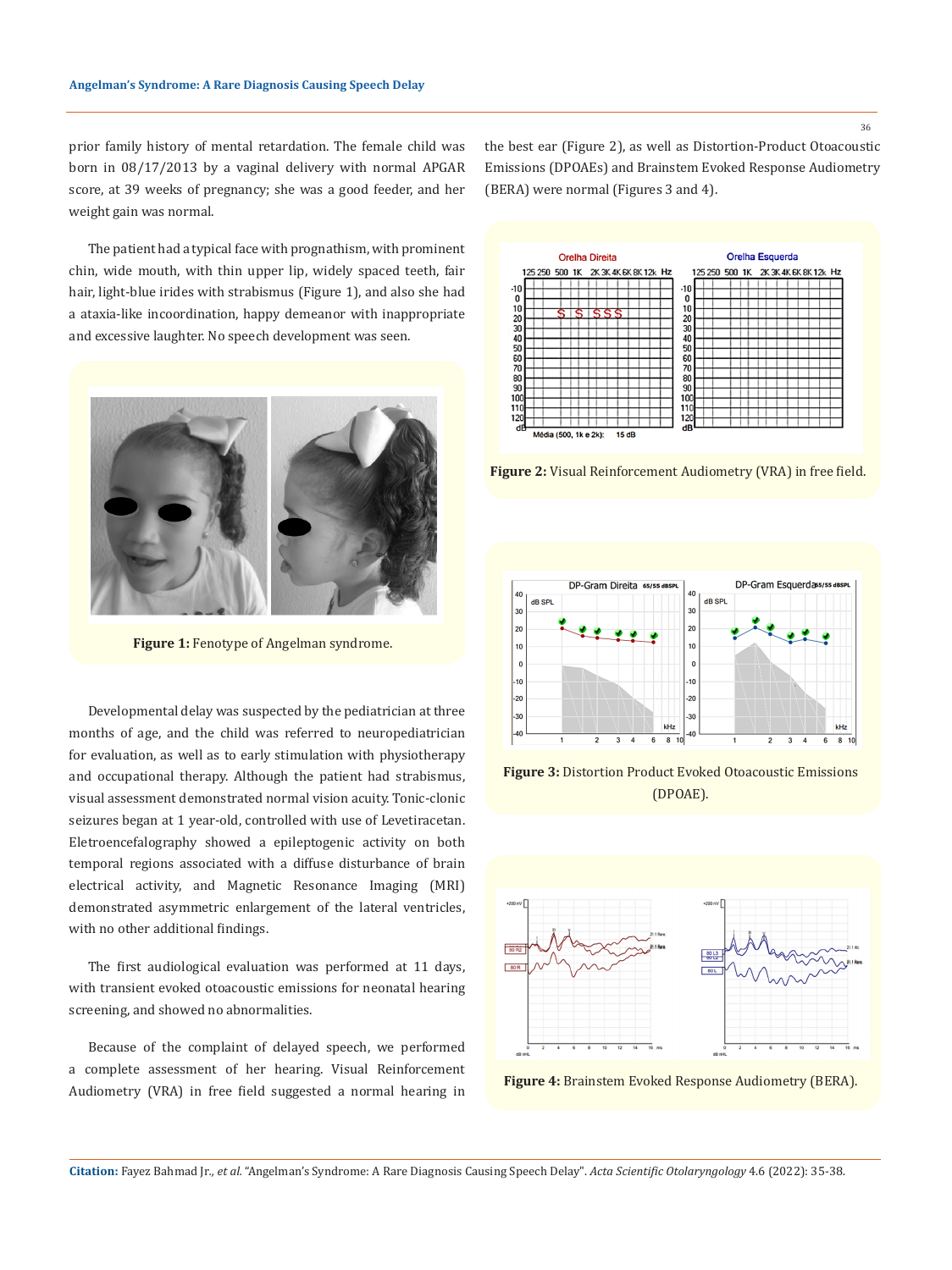prior family history of mental retardation. The female child was born in 08/17/2013 by a vaginal delivery with normal APGAR score, at 39 weeks of pregnancy; she was a good feeder, and her weight gain was normal.

The patient had a typical face with prognathism, with prominent chin, wide mouth, with thin upper lip, widely spaced teeth, fair hair, light-blue irides with strabismus (Figure 1), and also she had a ataxia-like incoordination, happy demeanor with inappropriate and excessive laughter. No speech development was seen.

**Figure 1:** Fenotype of Angelman syndrome.

Developmental delay was suspected by the pediatrician at three months of age, and the child was referred to neuropediatrician for evaluation, as well as to early stimulation with physiotherapy and occupational therapy. Although the patient had strabismus, visual assessment demonstrated normal vision acuity. Tonic-clonic seizures began at 1 year-old, controlled with use of Levetiracetan. Eletroencefalography showed a epileptogenic activity on both temporal regions associated with a diffuse disturbance of brain electrical activity, and Magnetic Resonance Imaging (MRI) demonstrated asymmetric enlargement of the lateral ventricles, with no other additional findings.

The first audiological evaluation was performed at 11 days, with transient evoked otoacoustic emissions for neonatal hearing screening, and showed no abnormalities.

Because of the complaint of delayed speech, we performed a complete assessment of her hearing. Visual Reinforcement Audiometry (VRA) in free field suggested a normal hearing in the best ear (Figure 2), as well as Distortion-Product Otoacoustic Emissions (DPOAEs) and Brainstem Evoked Response Audiometry (BERA) were normal (Figures 3 and 4).

**Figure 2:** Visual Reinforcement Audiometry (VRA) in free field.

**Figure 3:** Distortion Product Evoked Otoacoustic Emissions (DPOAE).

**Figure 4:** Brainstem Evoked Response Audiometry (BERA).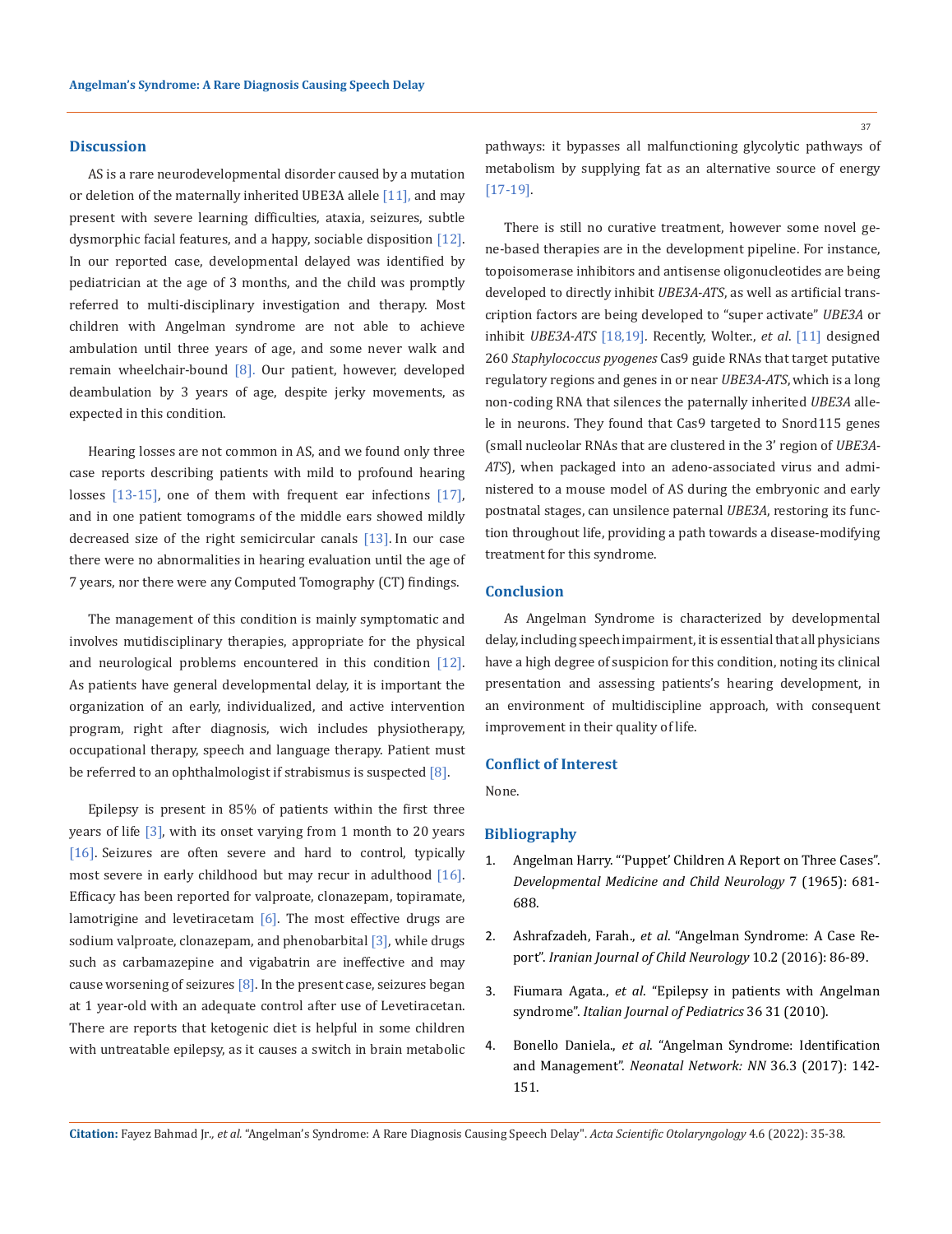## Discussion

AS is a rare neurodevelopmental disorder caused by a mutation or deletion of the maternally inherited UBE3A allele [11], and may present with severe learning difficulties, ataxia, seizures, subtle dysmorphic facial features, and a happy, sociable disposition [12]. In our reported case, developmental delayed was identified by pediatrician at the age of 3 months, and the child was promptly referred to multi-disciplinary investigation and therapy. Most children with Angelman syndrome are not able to achieve ambulation until three years of age, and some never walk and remain wheelchair-bound [8]. Our patient, however, developed deambulation by 3 years of age, despite jerky movements, as expected in this condition.

Hearing losses are not common in AS, and we found only three case reports describing patients with mild to profound hearing losses [13-15], one of them with frequent ear infections [17], and in one patient tomograms of the middle ears showed mildly decreased size of the right semicircular canals [13]. In our case there were no abnormalities in hearing evaluation until the age of 7 years, nor there were any Computed Tomography (CT) findings.

The management of this condition is mainly symptomatic and involves mutidisciplinary therapies, appropriate for the physical and neurological problems encountered in this condition [12]. As patients have general developmental delay, it is important the organization of an early, individualized, and active intervention program, right after diagnosis, wich includes physiotherapy, occupational therapy, speech and language therapy. Patient must be referred to an ophthalmologist if strabismus is suspected [8].

Epilepsy is present in 85% of patients within the first three years of life [3], with its onset varying from 1 month to 20 years [16]. Seizures are often severe and hard to control, typically most severe in early childhood but may recur in adulthood [16]. Efficacy has been reported for valproate, clonazepam, topiramate, lamotrigine and levetiracetam [6]. The most effective drugs are sodium valproate, clonazepam, and phenobarbital [3], while drugs such as carbamazepine and vigabatrin are ineffective and may cause worsening of seizures [8]. In the present case, seizures began at 1 year-old with an adequate control after use of Levetiracetan. There are reports that ketogenic diet is helpful in some children with untreatable epilepsy, as it causes a switch in brain metabolic pathways: it bypasses all malfunctioning glycolytic pathways of metabolism by supplying fat as an alternative source of energy [17-19].

There is still no curative treatment, however some novel gene-based therapies are in the development pipeline. For instance, topoisomerase inhibitors and antisense oligonucleotides are being developed to directly inhibit *UBE3A-ATS*, as well as artificial transcription factors are being developed to "super activate" *UBE3A* or inhibit *UBE3A-ATS* [18,19]. Recently, Wolter., *et al*. [11] designed 260 *Staphylococcus pyogenes* Cas9 guide RNAs that target putative regulatory regions and genes in or near *UBE3A-ATS*, which is a long non-coding RNA that silences the paternally inherited *UBE3A* allele in neurons. They found that Cas9 targeted to Snord115 genes (small nucleolar RNAs that are clustered in the 3' region of *UBE3A-ATS*), when packaged into an adeno-associated virus and administered to a mouse model of AS during the embryonic and early postnatal stages, can unsilence paternal *UBE3A*, restoring its function throughout life, providing a path towards a disease-modifying treatment for this syndrome.

## Conclusion

As Angelman Syndrome is characterized by developmental delay, including speech impairment, it is essential that all physicians have a high degree of suspicion for this condition, noting its clinical presentation and assessing patients's hearing development, in an environment of multidiscipline approach, with consequent improvement in their quality of life.

## Conflict of Interest

None.

## Bibliography

1. Angelman Harry. "'Puppet' Children A Report on Three Cases". *Developmental Medicine and Child Neurology* 7 (1965): 681-688.
2. Ashrafzadeh, Farah., *et al*. "Angelman Syndrome: A Case Report". *Iranian Journal of Child Neurology* 10.2 (2016): 86-89.
3. Fiumara Agata., *et al*. "Epilepsy in patients with Angelman syndrome". *Italian Journal of Pediatrics* 36 31 (2010).
4. Bonello Daniela., *et al*. "Angelman Syndrome: Identification and Management". *Neonatal Network: NN* 36.3 (2017): 142-151.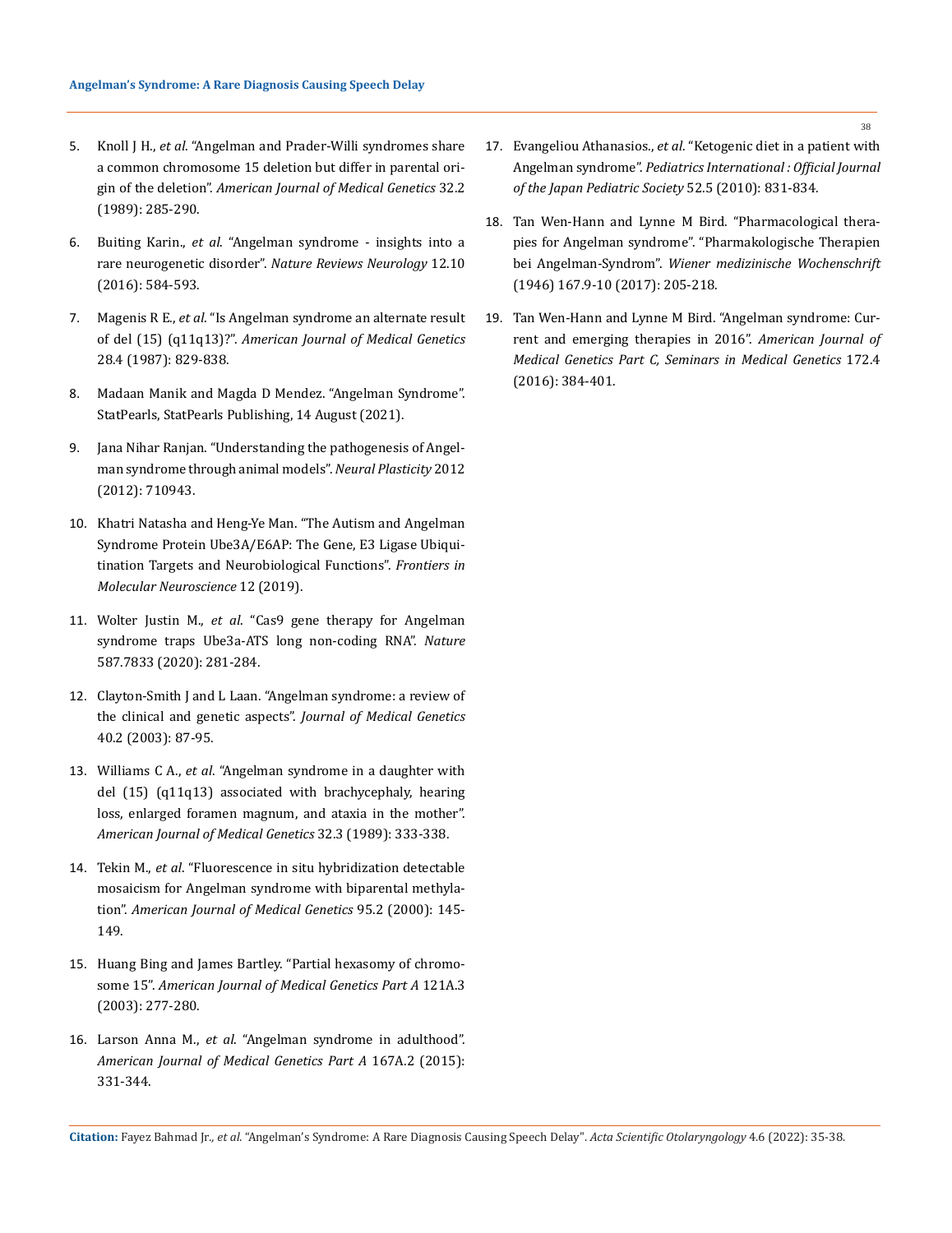5. Knoll J H., *et al*. "Angelman and Prader-Willi syndromes share a common chromosome 15 deletion but differ in parental origin of the deletion". *American Journal of Medical Genetics* 32.2 (1989): 285-290.

6. Buiting Karin., *et al*. "Angelman syndrome - insights into a rare neurogenetic disorder". *Nature Reviews Neurology* 12.10 (2016): 584-593.

7. Magenis R E., *et al*. "Is Angelman syndrome an alternate result of del (15) (q11q13)?". *American Journal of Medical Genetics* 28.4 (1987): 829-838.

8. Madaan Manik and Magda D Mendez. "Angelman Syndrome". StatPearls, StatPearls Publishing, 14 August (2021).

9. Jana Nihar Ranjan. "Understanding the pathogenesis of Angelman syndrome through animal models". *Neural Plasticity* 2012 (2012): 710943.

10. Khatri Natasha and Heng-Ye Man. "The Autism and Angelman Syndrome Protein Ube3A/E6AP: The Gene, E3 Ligase Ubiquitination Targets and Neurobiological Functions". *Frontiers in Molecular Neuroscience* 12 (2019).

11. Wolter Justin M., *et al*. "Cas9 gene therapy for Angelman syndrome traps Ube3a-ATS long non-coding RNA". *Nature* 587.7833 (2020): 281-284.

12. Clayton-Smith J and L Laan. "Angelman syndrome: a review of the clinical and genetic aspects". *Journal of Medical Genetics* 40.2 (2003): 87-95.

13. Williams C A., *et al*. "Angelman syndrome in a daughter with del (15) (q11q13) associated with brachycephaly, hearing loss, enlarged foramen magnum, and ataxia in the mother". *American Journal of Medical Genetics* 32.3 (1989): 333-338.

14. Tekin M., *et al*. "Fluorescence in situ hybridization detectable mosaicism for Angelman syndrome with biparental methylation". *American Journal of Medical Genetics* 95.2 (2000): 145-149.

15. Huang Bing and James Bartley. "Partial hexasomy of chromosome 15". *American Journal of Medical Genetics Part A* 121A.3 (2003): 277-280.

16. Larson Anna M., *et al*. "Angelman syndrome in adulthood". *American Journal of Medical Genetics Part A* 167A.2 (2015): 331-344.

17. Evangeliou Athanasios., *et al*. "Ketogenic diet in a patient with Angelman syndrome". *Pediatrics International : Official Journal of the Japan Pediatric Society* 52.5 (2010): 831-834.

18. Tan Wen-Hann and Lynne M Bird. "Pharmacological therapies for Angelman syndrome". "Pharmakologische Therapien bei Angelman-Syndrom". *Wiener medizinische Wochenschrift* (1946) 167.9-10 (2017): 205-218.

19. Tan Wen-Hann and Lynne M Bird. "Angelman syndrome: Current and emerging therapies in 2016". *American Journal of Medical Genetics Part C, Seminars in Medical Genetics* 172.4 (2016): 384-401.